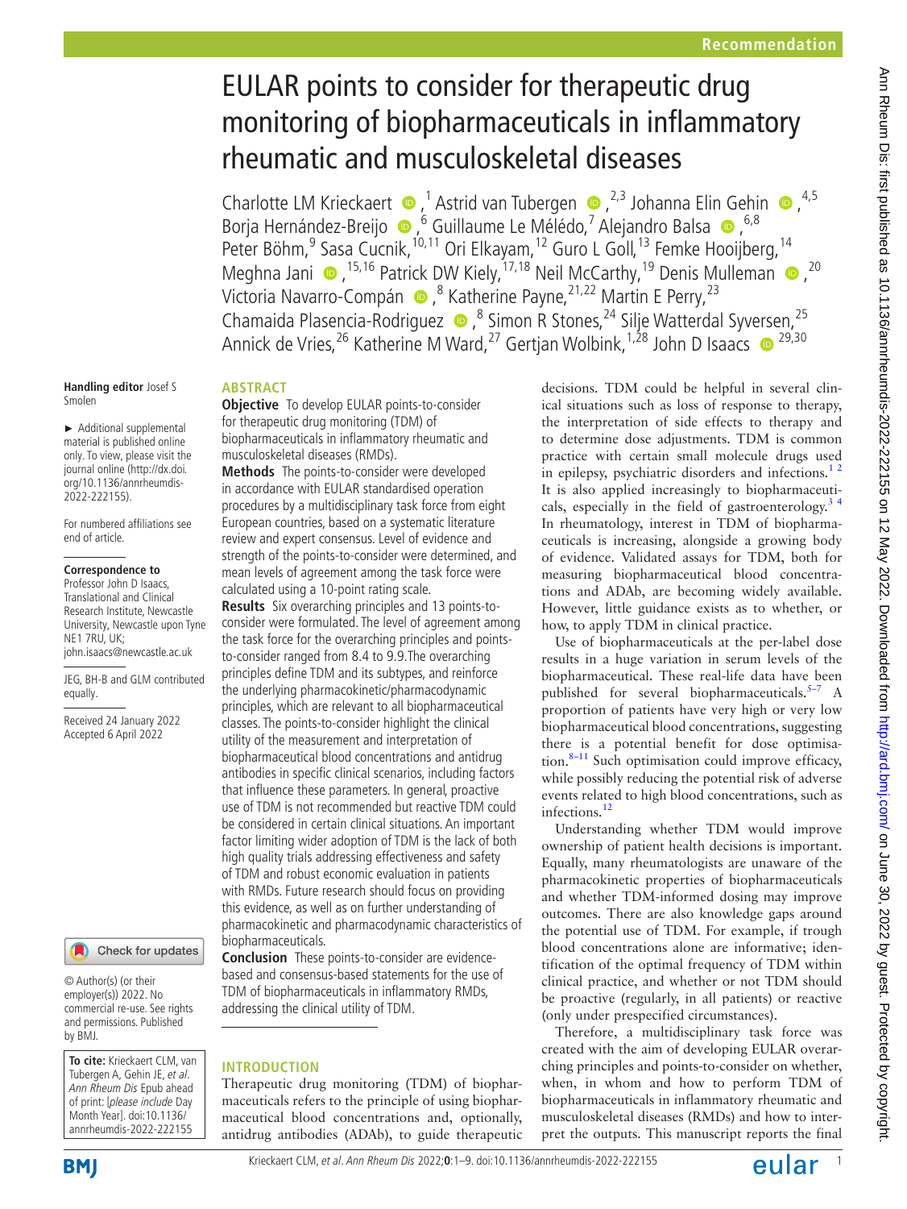# EULAR points to consider for therapeutic drug monitoring of biopharmaceuticals in inflammatory rheumatic and musculoskeletal diseases

Charlotte LM Krieckaert,[1] Astrid van Tubergen,[2,3] Johanna Elin Gehin,[4,5] Borja Hernández-Breijo,[6] Guillaume Le Mélédo,[7] Alejandro Balsa,[6,8] Peter Böhm,[9] Sasa Cucnik,[10,11] Ori Elkayam,[12] Guro L Goll,[13] Femke Hooijberg,[14] Meghna Jani,[15,16] Patrick DW Kiely,[17,18] Neil McCarthy,[19] Denis Mulleman,[20] Victoria Navarro-Compán,[8] Katherine Payne,[21,22] Martin E Perry,[23] Chamaida Plasencia-Rodriguez,[8] Simon R Stones,[24] Silje Watterdal Syversen,[25] Annick de Vries,[26] Katherine M Ward,[27] Gertjan Wolbink,[1,28] John D Isaacs[29,30]

Handling editor Josef S Smolen

► Additional supplemental material is published online only. To view, please visit the journal online (http://dx.doi.org/10.1136/annrheumdis-2022-222155).

For numbered affiliations see end of article.

**Correspondence to**
Professor John D Isaacs, Translational and Clinical Research Institute, Newcastle University, Newcastle upon Tyne NE1 7RU, UK; john.isaacs@newcastle.ac.uk

JEG, BH-B and GLM contributed equally.

Received 24 January 2022
Accepted 6 April 2022

© Author(s) (or their employer(s)) 2022. No commercial re-use. See rights and permissions. Published by BMJ.

**To cite:** Krieckaert CLM, van Tubergen A, Gehin JE, *et al*. *Ann Rheum Dis* Epub ahead of print: [*please include* Day Month Year]. doi:10.1136/annrheumdis-2022-222155

## ABSTRACT

**Objective** To develop EULAR points-to-consider for therapeutic drug monitoring (TDM) of biopharmaceuticals in inflammatory rheumatic and musculoskeletal diseases (RMDs).

**Methods** The points-to-consider were developed in accordance with EULAR standardised operation procedures by a multidisciplinary task force from eight European countries, based on a systematic literature review and expert consensus. Level of evidence and strength of the points-to-consider were determined, and mean levels of agreement among the task force were calculated using a 10-point rating scale.

**Results** Six overarching principles and 13 points-to-consider were formulated. The level of agreement among the task force for the overarching principles and points-to-consider ranged from 8.4 to 9.9.The overarching principles define TDM and its subtypes, and reinforce the underlying pharmacokinetic/pharmacodynamic principles, which are relevant to all biopharmaceutical classes. The points-to-consider highlight the clinical utility of the measurement and interpretation of biopharmaceutical blood concentrations and antidrug antibodies in specific clinical scenarios, including factors that influence these parameters. In general, proactive use of TDM is not recommended but reactive TDM could be considered in certain clinical situations. An important factor limiting wider adoption of TDM is the lack of both high quality trials addressing effectiveness and safety of TDM and robust economic evaluation in patients with RMDs. Future research should focus on providing this evidence, as well as on further understanding of pharmacokinetic and pharmacodynamic characteristics of biopharmaceuticals.

**Conclusion** These points-to-consider are evidence-based and consensus-based statements for the use of TDM of biopharmaceuticals in inflammatory RMDs, addressing the clinical utility of TDM.

## INTRODUCTION

Therapeutic drug monitoring (TDM) of biopharmaceuticals refers to the principle of using biopharmaceutical blood concentrations and, optionally, antidrug antibodies (ADAb), to guide therapeutic decisions. TDM could be helpful in several clinical situations such as loss of response to therapy, the interpretation of side effects to therapy and to determine dose adjustments. TDM is common practice with certain small molecule drugs used in epilepsy, psychiatric disorders and infections.[1 2] It is also applied increasingly to biopharmaceuticals, especially in the field of gastroenterology.[3 4] In rheumatology, interest in TDM of biopharmaceuticals is increasing, alongside a growing body of evidence. Validated assays for TDM, both for measuring biopharmaceutical blood concentrations and ADAb, are becoming widely available. However, little guidance exists as to whether, or how, to apply TDM in clinical practice.

Use of biopharmaceuticals at the per-label dose results in a huge variation in serum levels of the biopharmaceutical. These real-life data have been published for several biopharmaceuticals.[5–7] A proportion of patients have very high or very low biopharmaceutical blood concentrations, suggesting there is a potential benefit for dose optimisation.[8–11] Such optimisation could improve efficacy, while possibly reducing the potential risk of adverse events related to high blood concentrations, such as infections.[12]

Understanding whether TDM would improve ownership of patient health decisions is important. Equally, many rheumatologists are unaware of the pharmacokinetic properties of biopharmaceuticals and whether TDM-informed dosing may improve outcomes. There are also knowledge gaps around the potential use of TDM. For example, if trough blood concentrations alone are informative; identification of the optimal frequency of TDM within clinical practice, and whether or not TDM should be proactive (regularly, in all patients) or reactive (only under prespecified circumstances).

Therefore, a multidisciplinary task force was created with the aim of developing EULAR overarching principles and points-to-consider on whether, when, in whom and how to perform TDM of biopharmaceuticals in inflammatory rheumatic and musculoskeletal diseases (RMDs) and how to interpret the outputs. This manuscript reports the final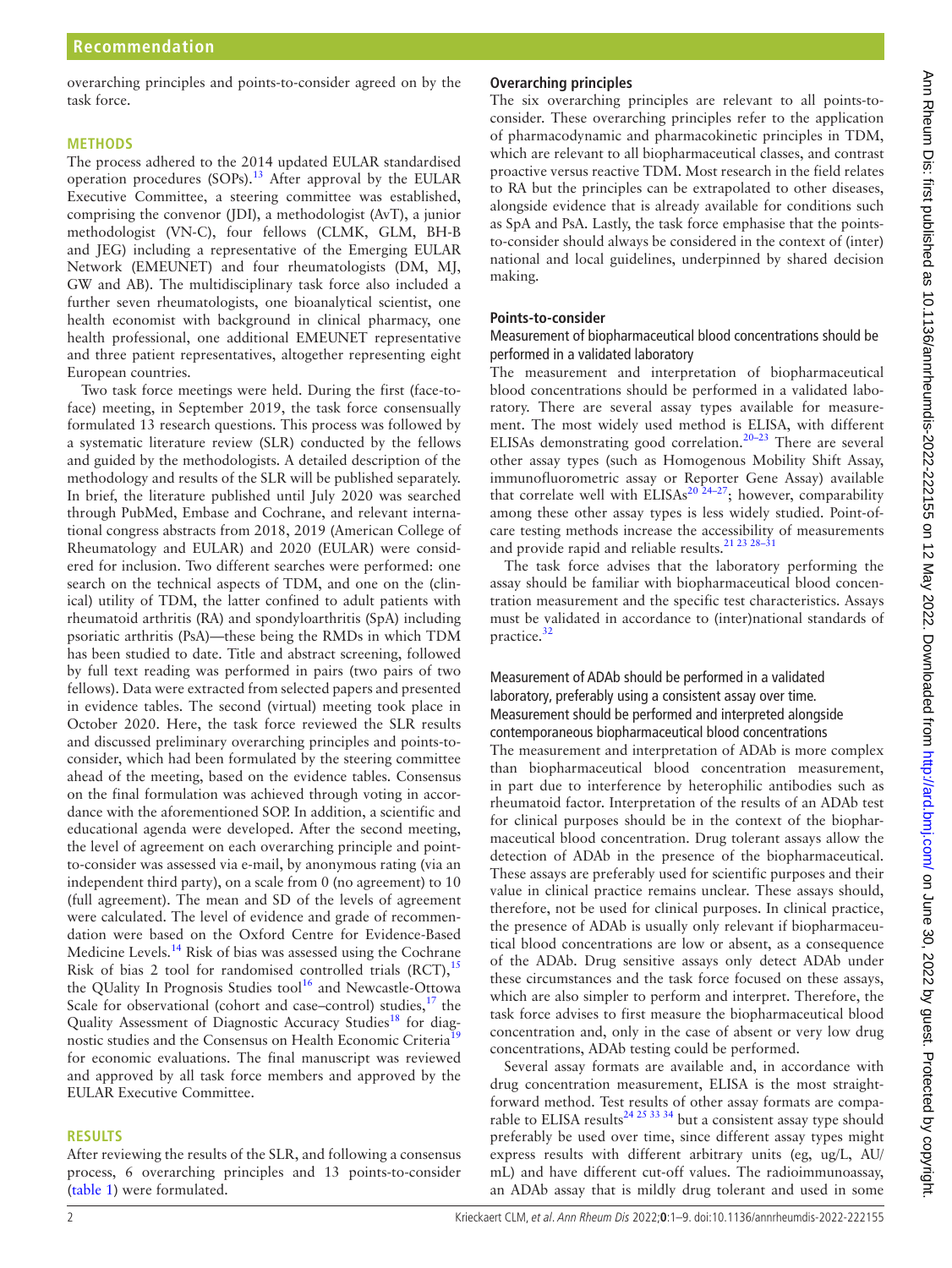overarching principles and points-to-consider agreed on by the task force.

## METHODS

The process adhered to the 2014 updated EULAR standardised operation procedures (SOPs).[13] After approval by the EULAR Executive Committee, a steering committee was established, comprising the convenor (JDI), a methodologist (AvT), a junior methodologist (VN-C), four fellows (CLMK, GLM, BH-B and JEG) including a representative of the Emerging EULAR Network (EMEUNET) and four rheumatologists (DM, MJ, GW and AB). The multidisciplinary task force also included a further seven rheumatologists, one bioanalytical scientist, one health economist with background in clinical pharmacy, one health professional, one additional EMEUNET representative and three patient representatives, altogether representing eight European countries.

Two task force meetings were held. During the first (face-to-face) meeting, in September 2019, the task force consensually formulated 13 research questions. This process was followed by a systematic literature review (SLR) conducted by the fellows and guided by the methodologists. A detailed description of the methodology and results of the SLR will be published separately. In brief, the literature published until July 2020 was searched through PubMed, Embase and Cochrane, and relevant international congress abstracts from 2018, 2019 (American College of Rheumatology and EULAR) and 2020 (EULAR) were considered for inclusion. Two different searches were performed: one search on the technical aspects of TDM, and one on the (clinical) utility of TDM, the latter confined to adult patients with rheumatoid arthritis (RA) and spondyloarthritis (SpA) including psoriatic arthritis (PsA)—these being the RMDs in which TDM has been studied to date. Title and abstract screening, followed by full text reading was performed in pairs (two pairs of two fellows). Data were extracted from selected papers and presented in evidence tables. The second (virtual) meeting took place in October 2020. Here, the task force reviewed the SLR results and discussed preliminary overarching principles and points-to-consider, which had been formulated by the steering committee ahead of the meeting, based on the evidence tables. Consensus on the final formulation was achieved through voting in accordance with the aforementioned SOP. In addition, a scientific and educational agenda were developed. After the second meeting, the level of agreement on each overarching principle and point-to-consider was assessed via e-mail, by anonymous rating (via an independent third party), on a scale from 0 (no agreement) to 10 (full agreement). The mean and SD of the levels of agreement were calculated. The level of evidence and grade of recommendation were based on the Oxford Centre for Evidence-Based Medicine Levels.[14] Risk of bias was assessed using the Cochrane Risk of bias 2 tool for randomised controlled trials (RCT),[15] the QUality In Prognosis Studies tool[16] and Newcastle-Ottowa Scale for observational (cohort and case–control) studies,[17] the Quality Assessment of Diagnostic Accuracy Studies[18] for diagnostic studies and the Consensus on Health Economic Criteria[19] for economic evaluations. The final manuscript was reviewed and approved by all task force members and approved by the EULAR Executive Committee.

## RESULTS

After reviewing the results of the SLR, and following a consensus process, 6 overarching principles and 13 points-to-consider (table 1) were formulated.

### Overarching principles

The six overarching principles are relevant to all points-to-consider. These overarching principles refer to the application of pharmacodynamic and pharmacokinetic principles in TDM, which are relevant to all biopharmaceutical classes, and contrast proactive versus reactive TDM. Most research in the field relates to RA but the principles can be extrapolated to other diseases, alongside evidence that is already available for conditions such as SpA and PsA. Lastly, the task force emphasise that the points-to-consider should always be considered in the context of (inter) national and local guidelines, underpinned by shared decision making.

### Points-to-consider

#### Measurement of biopharmaceutical blood concentrations should be performed in a validated laboratory

The measurement and interpretation of biopharmaceutical blood concentrations should be performed in a validated laboratory. There are several assay types available for measurement. The most widely used method is ELISA, with different ELISAs demonstrating good correlation.[20–23] There are several other assay types (such as Homogenous Mobility Shift Assay, immunofluorometric assay or Reporter Gene Assay) available that correlate well with ELISAs[20 24–27]; however, comparability among these other assay types is less widely studied. Point-of-care testing methods increase the accessibility of measurements and provide rapid and reliable results.[21 23 28–31]

The task force advises that the laboratory performing the assay should be familiar with biopharmaceutical blood concentration measurement and the specific test characteristics. Assays must be validated in accordance to (inter)national standards of practice.[32]

#### Measurement of ADAb should be performed in a validated laboratory, preferably using a consistent assay over time. Measurement should be performed and interpreted alongside contemporaneous biopharmaceutical blood concentrations

The measurement and interpretation of ADAb is more complex than biopharmaceutical blood concentration measurement, in part due to interference by heterophilic antibodies such as rheumatoid factor. Interpretation of the results of an ADAb test for clinical purposes should be in the context of the biopharmaceutical blood concentration. Drug tolerant assays allow the detection of ADAb in the presence of the biopharmaceutical. These assays are preferably used for scientific purposes and their value in clinical practice remains unclear. These assays should, therefore, not be used for clinical purposes. In clinical practice, the presence of ADAb is usually only relevant if biopharmaceutical blood concentrations are low or absent, as a consequence of the ADAb. Drug sensitive assays only detect ADAb under these circumstances and the task force focused on these assays, which are also simpler to perform and interpret. Therefore, the task force advises to first measure the biopharmaceutical blood concentration and, only in the case of absent or very low drug concentrations, ADAb testing could be performed.

Several assay formats are available and, in accordance with drug concentration measurement, ELISA is the most straightforward method. Test results of other assay formats are comparable to ELISA results[24 25 33 34] but a consistent assay type should preferably be used over time, since different assay types might express results with different arbitrary units (eg, ug/L, AU/mL) and have different cut-off values. The radioimmunoassay, an ADAb assay that is mildly drug tolerant and used in some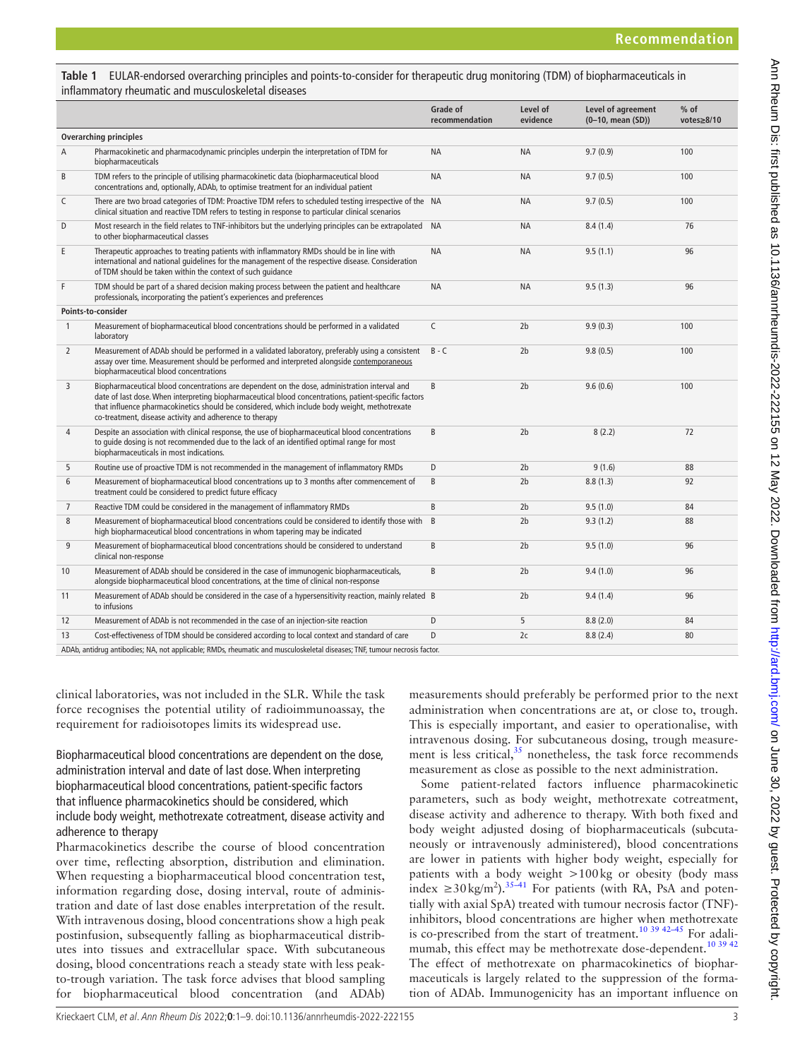**Table 1** EULAR-endorsed overarching principles and points-to-consider for therapeutic drug monitoring (TDM) of biopharmaceuticals in inflammatory rheumatic and musculoskeletal diseases

| | | Grade of recommendation | Level of evidence | Level of agreement (0–10, mean (SD)) | % of votes≥8/10 |
|---|---|---|---|---|---|
| **Overarching principles** | | | | | |
| A | Pharmacokinetic and pharmacodynamic principles underpin the interpretation of TDM for biopharmaceuticals | NA | NA | 9.7 (0.9) | 100 |
| B | TDM refers to the principle of utilising pharmacokinetic data (biopharmaceutical blood concentrations and, optionally, ADAb, to optimise treatment for an individual patient | NA | NA | 9.7 (0.5) | 100 |
| C | There are two broad categories of TDM: Proactive TDM refers to scheduled testing irrespective of the clinical situation and reactive TDM refers to testing in response to particular clinical scenarios | NA | NA | 9.7 (0.5) | 100 |
| D | Most research in the field relates to TNF-inhibitors but the underlying principles can be extrapolated to other biopharmaceutical classes | NA | NA | 8.4 (1.4) | 76 |
| E | Therapeutic approaches to treating patients with inflammatory RMDs should be in line with international and national guidelines for the management of the respective disease. Consideration of TDM should be taken within the context of such guidance | NA | NA | 9.5 (1.1) | 96 |
| F | TDM should be part of a shared decision making process between the patient and healthcare professionals, incorporating the patient's experiences and preferences | NA | NA | 9.5 (1.3) | 96 |
| **Points-to-consider** | | | | | |
| 1 | Measurement of biopharmaceutical blood concentrations should be performed in a validated laboratory | C | 2b | 9.9 (0.3) | 100 |
| 2 | Measurement of ADAb should be performed in a validated laboratory, preferably using a consistent assay over time. Measurement should be performed and interpreted alongside contemporaneous biopharmaceutical blood concentrations | B - C | 2b | 9.8 (0.5) | 100 |
| 3 | Biopharmaceutical blood concentrations are dependent on the dose, administration interval and date of last dose. When interpreting biopharmaceutical blood concentrations, patient-specific factors that influence pharmacokinetics should be considered, which include body weight, methotrexate co-treatment, disease activity and adherence to therapy | B | 2b | 9.6 (0.6) | 100 |
| 4 | Despite an association with clinical response, the use of biopharmaceutical blood concentrations to guide dosing is not recommended due to the lack of an identified optimal range for most biopharmaceuticals in most indications. | B | 2b | 8 (2.2) | 72 |
| 5 | Routine use of proactive TDM is not recommended in the management of inflammatory RMDs | D | 2b | 9 (1.6) | 88 |
| 6 | Measurement of biopharmaceutical blood concentrations up to 3 months after commencement of treatment could be considered to predict future efficacy | B | 2b | 8.8 (1.3) | 92 |
| 7 | Reactive TDM could be considered in the management of inflammatory RMDs | B | 2b | 9.5 (1.0) | 84 |
| 8 | Measurement of biopharmaceutical blood concentrations could be considered to identify those with high biopharmaceutical blood concentrations in whom tapering may be indicated | B | 2b | 9.3 (1.2) | 88 |
| 9 | Measurement of biopharmaceutical blood concentrations should be considered to understand clinical non-response | B | 2b | 9.5 (1.0) | 96 |
| 10 | Measurement of ADAb should be considered in the case of immunogenic biopharmaceuticals, alongside biopharmaceutical blood concentrations, at the time of clinical non-response | B | 2b | 9.4 (1.0) | 96 |
| 11 | Measurement of ADAb should be considered in the case of a hypersensitivity reaction, mainly related to infusions | B | 2b | 9.4 (1.4) | 96 |
| 12 | Measurement of ADAb is not recommended in the case of an injection-site reaction | D | 5 | 8.8 (2.0) | 84 |
| 13 | Cost-effectiveness of TDM should be considered according to local context and standard of care | D | 2c | 8.8 (2.4) | 80 |

ADAb, antidrug antibodies; NA, not applicable; RMDs, rheumatic and musculoskeletal diseases; TNF, tumour necrosis factor.

clinical laboratories, was not included in the SLR. While the task force recognises the potential utility of radioimmunoassay, the requirement for radioisotopes limits its widespread use.

### Biopharmaceutical blood concentrations are dependent on the dose, administration interval and date of last dose. When interpreting biopharmaceutical blood concentrations, patient-specific factors that influence pharmacokinetics should be considered, which include body weight, methotrexate cotreatment, disease activity and adherence to therapy

Pharmacokinetics describe the course of blood concentration over time, reflecting absorption, distribution and elimination. When requesting a biopharmaceutical blood concentration test, information regarding dose, dosing interval, route of administration and date of last dose enables interpretation of the result. With intravenous dosing, blood concentrations show a high peak postinfusion, subsequently falling as biopharmaceutical distributes into tissues and extracellular space. With subcutaneous dosing, blood concentrations reach a steady state with less peak-to-trough variation. The task force advises that blood sampling for biopharmaceutical blood concentration (and ADAb) measurements should preferably be performed prior to the next administration when concentrations are at, or close to, trough. This is especially important, and easier to operationalise, with intravenous dosing. For subcutaneous dosing, trough measurement is less critical,[35] nonetheless, the task force recommends measurement as close as possible to the next administration.

Some patient-related factors influence pharmacokinetic parameters, such as body weight, methotrexate cotreatment, disease activity and adherence to therapy. With both fixed and body weight adjusted dosing of biopharmaceuticals (subcutaneously or intravenously administered), blood concentrations are lower in patients with higher body weight, especially for patients with a body weight >100 kg or obesity (body mass index ≥30 kg/m$^2$).[35–41] For patients (with RA, PsA and potentially with axial SpA) treated with tumour necrosis factor (TNF)-inhibitors, blood concentrations are higher when methotrexate is co-prescribed from the start of treatment.[10 39 42–45] For adalimumab, this effect may be methotrexate dose-dependent.[10 39 42] The effect of methotrexate on pharmacokinetics of biopharmaceuticals is largely related to the suppression of the formation of ADAb. Immunogenicity has an important influence on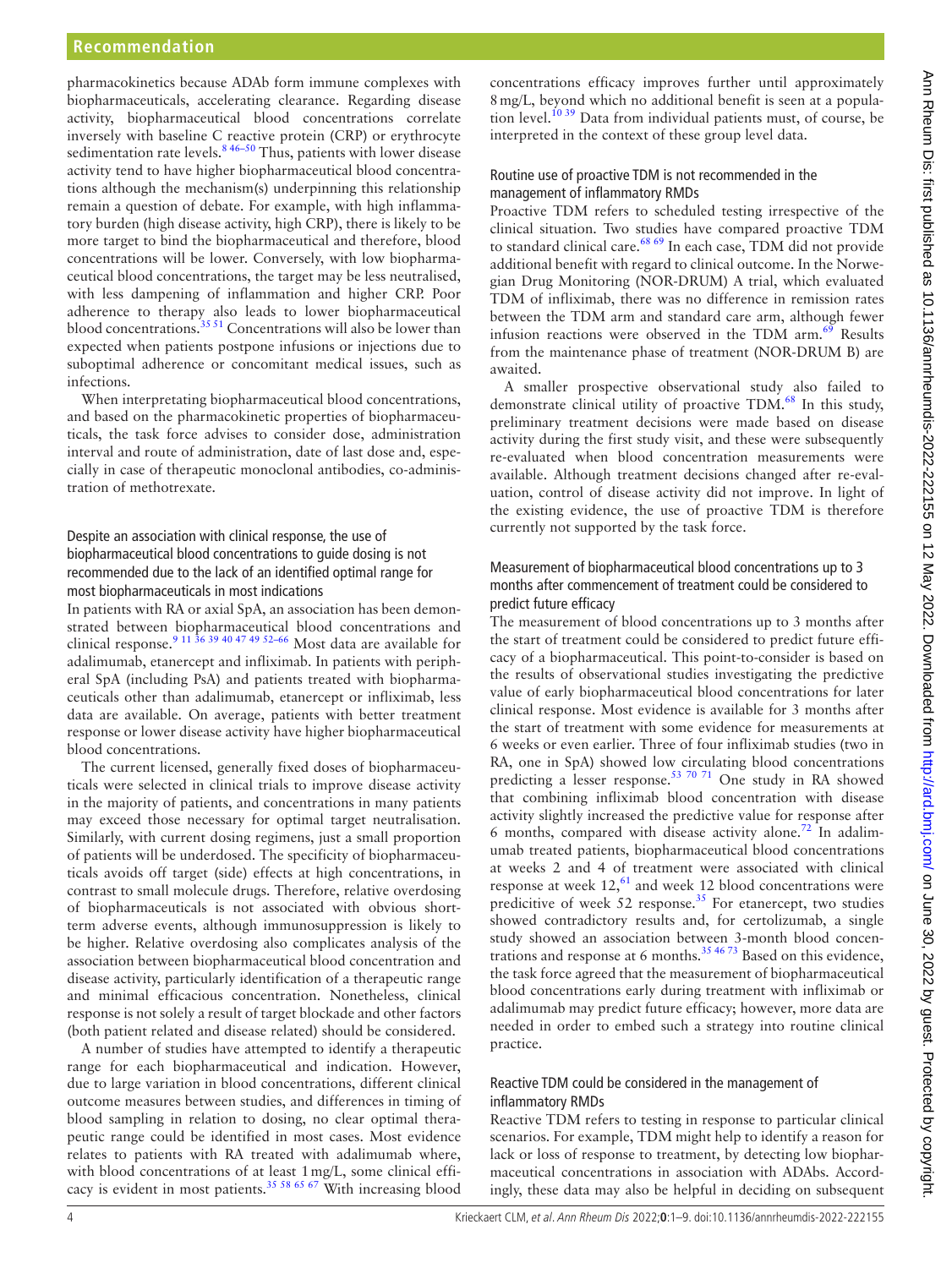pharmacokinetics because ADAb form immune complexes with biopharmaceuticals, accelerating clearance. Regarding disease activity, biopharmaceutical blood concentrations correlate inversely with baseline C reactive protein (CRP) or erythrocyte sedimentation rate levels.[8 46–50] Thus, patients with lower disease activity tend to have higher biopharmaceutical blood concentrations although the mechanism(s) underpinning this relationship remain a question of debate. For example, with high inflammatory burden (high disease activity, high CRP), there is likely to be more target to bind the biopharmaceutical and therefore, blood concentrations will be lower. Conversely, with low biopharmaceutical blood concentrations, the target may be less neutralised, with less dampening of inflammation and higher CRP. Poor adherence to therapy also leads to lower biopharmaceutical blood concentrations.[35 51] Concentrations will also be lower than expected when patients postpone infusions or injections due to suboptimal adherence or concomitant medical issues, such as infections.

When interpreting biopharmaceutical blood concentrations, and based on the pharmacokinetic properties of biopharmaceuticals, the task force advises to consider dose, administration interval and route of administration, date of last dose and, especially in case of therapeutic monoclonal antibodies, co-administration of methotrexate.

### Despite an association with clinical response, the use of biopharmaceutical blood concentrations to guide dosing is not recommended due to the lack of an identified optimal range for most biopharmaceuticals in most indications

In patients with RA or axial SpA, an association has been demonstrated between biopharmaceutical blood concentrations and clinical response.[9 11 36 39 40 47 49 52–66] Most data are available for adalimumab, etanercept and infliximab. In patients with peripheral SpA (including PsA) and patients treated with biopharmaceuticals other than adalimumab, etanercept or infliximab, less data are available. On average, patients with better treatment response or lower disease activity have higher biopharmaceutical blood concentrations.

The current licensed, generally fixed doses of biopharmaceuticals were selected in clinical trials to improve disease activity in the majority of patients, and concentrations in many patients may exceed those necessary for optimal target neutralisation. Similarly, with current dosing regimens, just a small proportion of patients will be underdosed. The specificity of biopharmaceuticals avoids off target (side) effects at high concentrations, in contrast to small molecule drugs. Therefore, relative overdosing of biopharmaceuticals is not associated with obvious short-term adverse events, although immunosuppression is likely to be higher. Relative overdosing also complicates analysis of the association between biopharmaceutical blood concentration and disease activity, particularly identification of a therapeutic range and minimal efficacious concentration. Nonetheless, clinical response is not solely a result of target blockade and other factors (both patient related and disease related) should be considered.

A number of studies have attempted to identify a therapeutic range for each biopharmaceutical and indication. However, due to large variation in blood concentrations, different clinical outcome measures between studies, and differences in timing of blood sampling in relation to dosing, no clear optimal therapeutic range could be identified in most cases. Most evidence relates to patients with RA treated with adalimumab where, with blood concentrations of at least 1 mg/L, some clinical efficacy is evident in most patients.[35 58 65 67] With increasing blood concentrations efficacy improves further until approximately 8 mg/L, beyond which no additional benefit is seen at a population level.[10 39] Data from individual patients must, of course, be interpreted in the context of these group level data.

### Routine use of proactive TDM is not recommended in the management of inflammatory RMDs

Proactive TDM refers to scheduled testing irrespective of the clinical situation. Two studies have compared proactive TDM to standard clinical care.[68 69] In each case, TDM did not provide additional benefit with regard to clinical outcome. In the Norwegian Drug Monitoring (NOR-DRUM) A trial, which evaluated TDM of infliximab, there was no difference in remission rates between the TDM arm and standard care arm, although fewer infusion reactions were observed in the TDM arm.[69] Results from the maintenance phase of treatment (NOR-DRUM B) are awaited.

A smaller prospective observational study also failed to demonstrate clinical utility of proactive TDM.[68] In this study, preliminary treatment decisions were made based on disease activity during the first study visit, and these were subsequently re-evaluated when blood concentration measurements were available. Although treatment decisions changed after re-evaluation, control of disease activity did not improve. In light of the existing evidence, the use of proactive TDM is therefore currently not supported by the task force.

### Measurement of biopharmaceutical blood concentrations up to 3 months after commencement of treatment could be considered to predict future efficacy

The measurement of blood concentrations up to 3 months after the start of treatment could be considered to predict future efficacy of a biopharmaceutical. This point-to-consider is based on the results of observational studies investigating the predictive value of early biopharmaceutical blood concentrations for later clinical response. Most evidence is available for 3 months after the start of treatment with some evidence for measurements at 6 weeks or even earlier. Three of four infliximab studies (two in RA, one in SpA) showed low circulating blood concentrations predicting a lesser response.[53 70 71] One study in RA showed that combining infliximab blood concentration with disease activity slightly increased the predictive value for response after 6 months, compared with disease activity alone.[72] In adalimumab treated patients, biopharmaceutical blood concentrations at weeks 2 and 4 of treatment were associated with clinical response at week 12,[61] and week 12 blood concentrations were predicitive of week 52 response.[35] For etanercept, two studies showed contradictory results and, for certolizumab, a single study showed an association between 3-month blood concentrations and response at 6 months.[35 46 73] Based on this evidence, the task force agreed that the measurement of biopharmaceutical blood concentrations early during treatment with infliximab or adalimumab may predict future efficacy; however, more data are needed in order to embed such a strategy into routine clinical practice.

### Reactive TDM could be considered in the management of inflammatory RMDs

Reactive TDM refers to testing in response to particular clinical scenarios. For example, TDM might help to identify a reason for lack or loss of response to treatment, by detecting low biopharmaceutical concentrations in association with ADAbs. Accordingly, these data may also be helpful in deciding on subsequent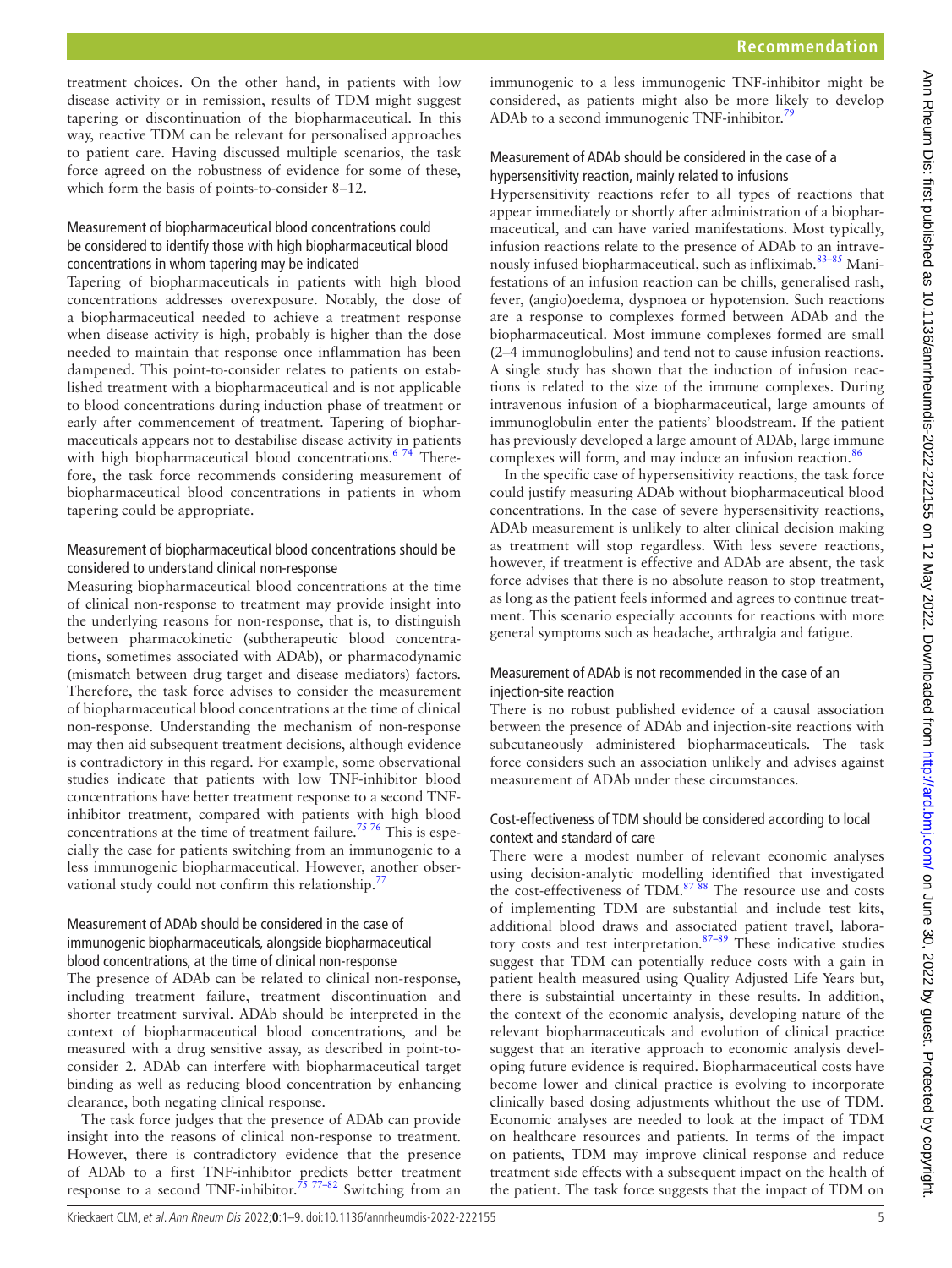treatment choices. On the other hand, in patients with low disease activity or in remission, results of TDM might suggest tapering or discontinuation of the biopharmaceutical. In this way, reactive TDM can be relevant for personalised approaches to patient care. Having discussed multiple scenarios, the task force agreed on the robustness of evidence for some of these, which form the basis of points-to-consider 8–12.

### Measurement of biopharmaceutical blood concentrations could be considered to identify those with high biopharmaceutical blood concentrations in whom tapering may be indicated

Tapering of biopharmaceuticals in patients with high blood concentrations addresses overexposure. Notably, the dose of a biopharmaceutical needed to achieve a treatment response when disease activity is high, probably is higher than the dose needed to maintain that response once inflammation has been dampened. This point-to-consider relates to patients on established treatment with a biopharmaceutical and is not applicable to blood concentrations during induction phase of treatment or early after commencement of treatment. Tapering of biopharmaceuticals appears not to destabilise disease activity in patients with high biopharmaceutical blood concentrations.[6,74] Therefore, the task force recommends considering measurement of biopharmaceutical blood concentrations in patients in whom tapering could be appropriate.

### Measurement of biopharmaceutical blood concentrations should be considered to understand clinical non-response

Measuring biopharmaceutical blood concentrations at the time of clinical non-response to treatment may provide insight into the underlying reasons for non-response, that is, to distinguish between pharmacokinetic (subtherapeutic blood concentrations, sometimes associated with ADAb), or pharmacodynamic (mismatch between drug target and disease mediators) factors. Therefore, the task force advises to consider the measurement of biopharmaceutical blood concentrations at the time of clinical non-response. Understanding the mechanism of non-response may then aid subsequent treatment decisions, although evidence is contradictory in this regard. For example, some observational studies indicate that patients with low TNF-inhibitor blood concentrations have better treatment response to a second TNF-inhibitor treatment, compared with patients with high blood concentrations at the time of treatment failure.[75,76] This is especially the case for patients switching from an immunogenic to a less immunogenic biopharmaceutical. However, another observational study could not confirm this relationship.[77]

### Measurement of ADAb should be considered in the case of immunogenic biopharmaceuticals, alongside biopharmaceutical blood concentrations, at the time of clinical non-response

The presence of ADAb can be related to clinical non-response, including treatment failure, treatment discontinuation and shorter treatment survival. ADAb should be interpreted in the context of biopharmaceutical blood concentrations, and be measured with a drug sensitive assay, as described in point-to-consider 2. ADAb can interfere with biopharmaceutical target binding as well as reducing blood concentration by enhancing clearance, both negating clinical response.

The task force judges that the presence of ADAb can provide insight into the reasons of clinical non-response to treatment. However, there is contradictory evidence that the presence of ADAb to a first TNF-inhibitor predicts better treatment response to a second TNF-inhibitor.[75,77–82] Switching from an immunogenic to a less immunogenic TNF-inhibitor might be considered, as patients might also be more likely to develop ADAb to a second immunogenic TNF-inhibitor.[79]

### Measurement of ADAb should be considered in the case of a hypersensitivity reaction, mainly related to infusions

Hypersensitivity reactions refer to all types of reactions that appear immediately or shortly after administration of a biopharmaceutical, and can have varied manifestations. Most typically, infusion reactions relate to the presence of ADAb to an intravenously infused biopharmaceutical, such as infliximab.[83–85] Manifestations of an infusion reaction can be chills, generalised rash, fever, (angio)oedema, dyspnoea or hypotension. Such reactions are a response to complexes formed between ADAb and the biopharmaceutical. Most immune complexes formed are small (2–4 immunoglobulins) and tend not to cause infusion reactions. A single study has shown that the induction of infusion reactions is related to the size of the immune complexes. During intravenous infusion of a biopharmaceutical, large amounts of immunoglobulin enter the patients' bloodstream. If the patient has previously developed a large amount of ADAb, large immune complexes will form, and may induce an infusion reaction.[86]

In the specific case of hypersensitivity reactions, the task force could justify measuring ADAb without biopharmaceutical blood concentrations. In the case of severe hypersensitivity reactions, ADAb measurement is unlikely to alter clinical decision making as treatment will stop regardless. With less severe reactions, however, if treatment is effective and ADAb are absent, the task force advises that there is no absolute reason to stop treatment, as long as the patient feels informed and agrees to continue treatment. This scenario especially accounts for reactions with more general symptoms such as headache, arthralgia and fatigue.

### Measurement of ADAb is not recommended in the case of an injection-site reaction

There is no robust published evidence of a causal association between the presence of ADAb and injection-site reactions with subcutaneously administered biopharmaceuticals. The task force considers such an association unlikely and advises against measurement of ADAb under these circumstances.

### Cost-effectiveness of TDM should be considered according to local context and standard of care

There were a modest number of relevant economic analyses using decision-analytic modelling identified that investigated the cost-effectiveness of TDM.[87,88] The resource use and costs of implementing TDM are substantial and include test kits, additional blood draws and associated patient travel, laboratory costs and test interpretation.[87–89] These indicative studies suggest that TDM can potentially reduce costs with a gain in patient health measured using Quality Adjusted Life Years but, there is substaintial uncertainty in these results. In addition, the context of the economic analysis, developing nature of the relevant biopharmaceuticals and evolution of clinical practice suggest that an iterative approach to economic analysis developing future evidence is required. Biopharmaceutical costs have become lower and clinical practice is evolving to incorporate clinically based dosing adjustments whithout the use of TDM. Economic analyses are needed to look at the impact of TDM on healthcare resources and patients. In terms of the impact on patients, TDM may improve clinical response and reduce treatment side effects with a subsequent impact on the health of the patient. The task force suggests that the impact of TDM on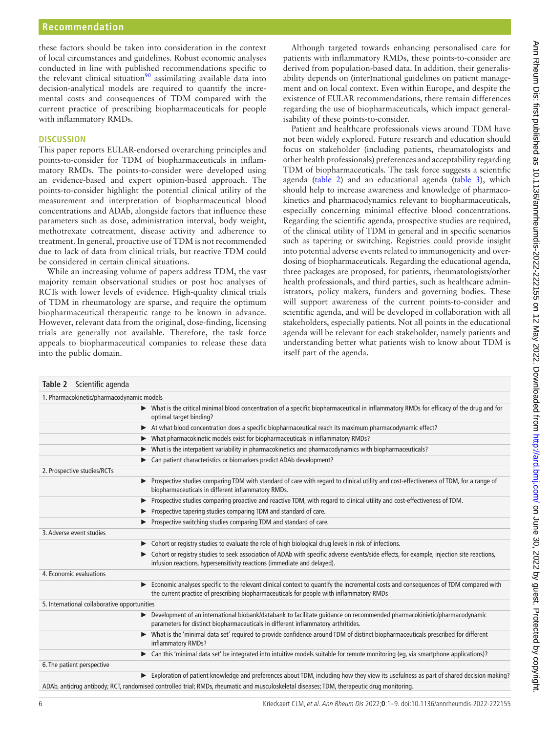these factors should be taken into consideration in the context of local circumstances and guidelines. Robust economic analyses conducted in line with published recommendations specific to the relevant clinical situation[90] assimilating available data into decision-analytical models are required to quantify the incremental costs and consequences of TDM compared with the current practice of prescribing biopharmaceuticals for people with inflammatory RMDs.

## DISCUSSION

This paper reports EULAR-endorsed overarching principles and points-to-consider for TDM of biopharmaceuticals in inflammatory RMDs. The points-to-consider were developed using an evidence-based and expert opinion-based approach. The points-to-consider highlight the potential clinical utility of the measurement and interpretation of biopharmaceutical blood concentrations and ADAb, alongside factors that influence these parameters such as dose, administration interval, body weight, methotrexate cotreatment, disease activity and adherence to treatment. In general, proactive use of TDM is not recommended due to lack of data from clinical trials, but reactive TDM could be considered in certain clinical situations.

While an increasing volume of papers address TDM, the vast majority remain observational studies or post hoc analyses of RCTs with lower levels of evidence. High-quality clinical trials of TDM in rheumatology are sparse, and require the optimum biopharmaceutical therapeutic range to be known in advance. However, relevant data from the original, dose-finding, licensing trials are generally not available. Therefore, the task force appeals to biopharmaceutical companies to release these data into the public domain.

Although targeted towards enhancing personalised care for patients with inflammatory RMDs, these points-to-consider are derived from population-based data. In addition, their generalisability depends on (inter)national guidelines on patient management and on local context. Even within Europe, and despite the existence of EULAR recommendations, there remain differences regarding the use of biopharmaceuticals, which impact generalisability of these points-to-consider.

Patient and healthcare professionals views around TDM have not been widely explored. Future research and education should focus on stakeholder (including patients, rheumatologists and other health professionals) preferences and acceptability regarding TDM of biopharmaceuticals. The task force suggests a scientific agenda (table 2) and an educational agenda (table 3), which should help to increase awareness and knowledge of pharmacokinetics and pharmacodynamics relevant to biopharmaceuticals, especially concerning minimal effective blood concentrations. Regarding the scientific agenda, prospective studies are required, of the clinical utility of TDM in general and in specific scenarios such as tapering or switching. Registries could provide insight into potential adverse events related to immunogenicity and overdosing of biopharmaceuticals. Regarding the educational agenda, three packages are proposed, for patients, rheumatologists/other health professionals, and third parties, such as healthcare administrators, policy makers, funders and governing bodies. These will support awareness of the current points-to-consider and scientific agenda, and will be developed in collaboration with all stakeholders, especially patients. Not all points in the educational agenda will be relevant for each stakeholder, namely patients and understanding better what patients wish to know about TDM is itself part of the agenda.

**Table 2** Scientific agenda

| | |
|---|---|
| 1. Pharmacokinetic/pharmacodynamic models | |
| | ► What is the critical minimal blood concentration of a specific biopharmaceutical in inflammatory RMDs for efficacy of the drug and for optimal target binding? |
| | ► At what blood concentration does a specific biopharmaceutical reach its maximum pharmacodynamic effect? |
| | ► What pharmacokinetic models exist for biopharmaceuticals in inflammatory RMDs? |
| | ► What is the interpatient variability in pharmacokinetics and pharmacodynamics with biopharmaceuticals? |
| | ► Can patient characteristics or biomarkers predict ADAb development? |
| 2. Prospective studies/RCTs | |
| | ► Prospective studies comparing TDM with standard of care with regard to clinical utility and cost-effectiveness of TDM, for a range of biopharmaceuticals in different inflammatory RMDs. |
| | ► Prospective studies comparing proactive and reactive TDM, with regard to clinical utility and cost-effectiveness of TDM. |
| | ► Prospective tapering studies comparing TDM and standard of care. |
| | ► Prospective switching studies comparing TDM and standard of care. |
| 3. Adverse event studies | |
| | ► Cohort or registry studies to evaluate the role of high biological drug levels in risk of infections. |
| | ► Cohort or registry studies to seek association of ADAb with specific adverse events/side effects, for example, injection site reactions, infusion reactions, hypersensitivity reactions (immediate and delayed). |
| 4. Economic evaluations | |
| | ► Economic analyses specific to the relevant clinical context to quantify the incremental costs and consequences of TDM compared with the current practice of prescribing biopharmaceuticals for people with inflammatory RMDs |
| 5. International collaborative opportunities | |
| | ► Development of an international biobank/databank to facilitate guidance on recommended pharmacokinietic/pharmacodynamic parameters for distinct biopharmaceuticals in different inflammatory arthritides. |
| | ► What is the 'minimal data set' required to provide confidence around TDM of distinct biopharmaceuticals prescribed for different inflammatory RMDs? |
| | ► Can this 'minimal data set' be integrated into intuitive models suitable for remote monitoring (eg, via smartphone applications)? |
| 6. The patient perspective | |
| | ► Exploration of patient knowledge and preferences about TDM, including how they view its usefulness as part of shared decision making? |

ADAb, antidrug antibody; RCT, randomised controlled trial; RMDs, rheumatic and musculoskeletal diseases; TDM, therapeutic drug monitoring.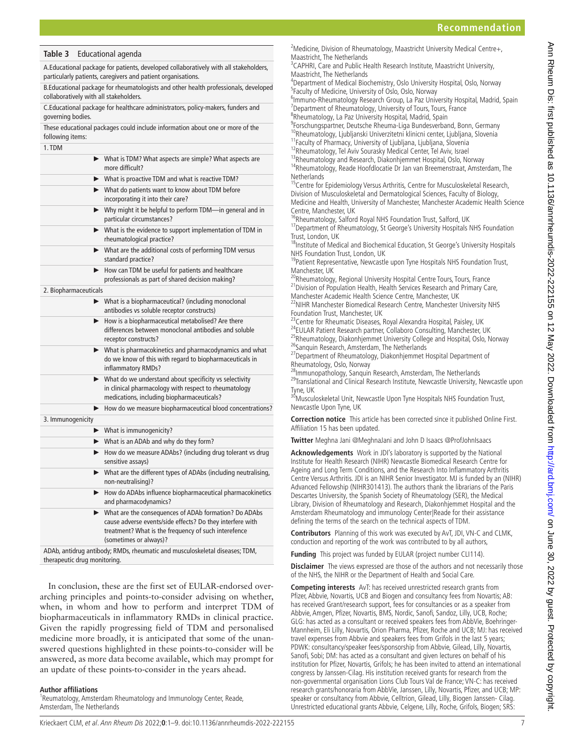**Table 3** Educational agenda

| |
|---|
| A.Educational package for patients, developed collaboratively with all stakeholders, particularly patients, caregivers and patient organisations. |
| B.Educational package for rheumatologists and other health professionals, developed collaboratively with all stakeholders. |
| C.Educational package for healthcare administrators, policy-makers, funders and governing bodies. |
| These educational packages could include information about one or more of the following items: |
| **1. TDM** |
| ▶ What is TDM? What aspects are simple? What aspects are more difficult? |
| ▶ What is proactive TDM and what is reactive TDM? |
| ▶ What do patients want to know about TDM before incorporating it into their care? |
| ▶ Why might it be helpful to perform TDM—in general and in particular circumstances? |
| ▶ What is the evidence to support implementation of TDM in rheumatological practice? |
| ▶ What are the additional costs of performing TDM versus standard practice? |
| ▶ How can TDM be useful for patients and healthcare professionals as part of shared decision making? |
| **2. Biopharmaceuticals** |
| ▶ What is a biopharmaceutical? (including monoclonal antibodies vs soluble receptor constructs) |
| ▶ How is a biopharmaceutical metabolised? Are there differences between monoclonal antibodies and soluble receptor constructs? |
| ▶ What is pharmacokinetics and pharmacodynamics and what do we know of this with regard to biopharmaceuticals in inflammatory RMDs? |
| ▶ What do we understand about specificity vs selectivity in clinical pharmacology with respect to rheumatology medications, including biopharmaceuticals? |
| ▶ How do we measure biopharmaceutical blood concentrations? |
| **3. Immunogenicity** |
| ▶ What is immunogenicity? |
| ▶ What is an ADAb and why do they form? |
| ▶ How do we measure ADAbs? (including drug tolerant vs drug sensitive assays) |
| ▶ What are the different types of ADAbs (including neutralising, non-neutralising)? |
| ▶ How do ADAbs influence biopharmaceutical pharmacokinetics and pharmacodynamics? |
| ▶ What are the consequences of ADAb formation? Do ADAbs cause adverse events/side effects? Do they interfere with treatment? What is the frequency of such interefence (sometimes or always)? |

ADAb, antidrug antibody; RMDs, rheumatic and musculoskeletal diseases; TDM, therapeutic drug monitoring.

In conclusion, these are the first set of EULAR-endorsed overarching principles and points-to-consider advising on whether, when, in whom and how to perform and interpret TDM of biopharmaceuticals in inflammatory RMDs in clinical practice. Given the rapidly progressing field of TDM and personalised medicine more broadly, it is anticipated that some of the unanswered questions highlighted in these points-to-consider will be answered, as more data become available, which may prompt for an update of these points-to-consider in the years ahead.

**Author affiliations**

[1]Reumatology, Amsterdam Rheumatology and Immunology Center, Reade, Amsterdam, The Netherlands
[2]Medicine, Division of Rheumatology, Maastricht University Medical Centre+, Maastricht, The Netherlands
[3]CAPHRI, Care and Public Health Research Institute, Maastricht University, Maastricht, The Netherlands
[4]Department of Medical Biochemistry, Oslo University Hospital, Oslo, Norway
[5]Faculty of Medicine, University of Oslo, Oslo, Norway
[6]Immuno-Rheumatology Research Group, La Paz University Hospital, Madrid, Spain
[7]Department of Rheumatology, University of Tours, Tours, France
[8]Rheumatology, La Paz University Hospital, Madrid, Spain
[9]Forschungspartner, Deutsche Rheuma-Liga Bundesverband, Bonn, Germany
[10]Rheumatology, Ljubljanski Univerzitetni klinicni center, Ljubljana, Slovenia
[11]Faculty of Pharmacy, University of Ljubljana, Ljubljana, Slovenia
[12]Rheumatology, Tel Aviv Sourasky Medical Center, Tel Aviv, Israel
[13]Rheumatology and Research, Diakonhjemmet Hospital, Oslo, Norway
[14]Rheumatology, Reade Hoofdlocatie Dr Jan van Breemenstraat, Amsterdam, The Netherlands
[15]Centre for Epidemiology Versus Arthritis, Centre for Musculoskeletal Research, Division of Musculoskeletal and Dermatological Sciences, Faculty of Biology, Medicine and Health, University of Manchester, Manchester Academic Health Science Centre, Manchester, UK
[16]Rheumatology, Salford Royal NHS Foundation Trust, Salford, UK
[17]Department of Rheumatology, St George's University Hospitals NHS Foundation Trust, London, UK
[18]Institute of Medical and Biochemical Education, St George's University Hospitals NHS Foundation Trust, London, UK
[19]Patient Representative, Newcastle upon Tyne Hospitals NHS Foundation Trust, Manchester, UK
[20]Rheumatology, Regional University Hospital Centre Tours, Tours, France
[21]Division of Population Health, Health Services Research and Primary Care, Manchester Academic Health Science Centre, Manchester, UK
[22]NIHR Manchester Biomedical Research Centre, Manchester University NHS Foundation Trust, Manchester, UK
[23]Centre for Rheumatic Diseases, Royal Alexandra Hospital, Paisley, UK
[24]EULAR Patient Research partner, Collaboro Consulting, Manchester, UK
[25]Rheumatology, Diakonhjemmet University College and Hospital, Oslo, Norway
[26]Sanquin Research, Amsterdam, The Netherlands
[27]Department of Rheumatology, Diakonhjemmet Hospital Department of Rheumatology, Oslo, Norway
[28]Immunopathology, Sanquin Research, Amsterdam, The Netherlands
[29]Translational and Clinical Research Institute, Newcastle University, Newcastle upon Tyne, UK
[30]Musculoskeletal Unit, Newcastle Upon Tyne Hospitals NHS Foundation Trust, Newcastle Upon Tyne, UK

**Correction notice** This article has been corrected since it published Online First. Affiliation 15 has been updated.

**Twitter** Meghna Jani @MeghnaJani and John D Isaacs @ProfJohnIsaacs

**Acknowledgements** Work in JDI's laboratory is supported by the National Institute for Health Research (NIHR) Newcastle Biomedical Research Centre for Ageing and Long Term Conditions, and the Research Into Inflammatory Arthritis Centre Versus Arthritis. JDI is an NIHR Senior Investigator. MJ is funded by an (NIHR) Advanced Fellowship (NIHR301413). The authors thank the librarians of the Paris Descartes University, the Spanish Society of Rheumatology (SER), the Medical Library, Division of Rheumatology and Research, Diakonhjemmet Hospital and the Amsterdam Rheumatology and immunology Center|Reade for their assistance defining the terms of the search on the technical aspects of TDM.

**Contributors** Planning of this work was executed by AvT, JDI, VN-C and CLMK, conduction and reporting of the work was contributed to by all authors,

**Funding** This project was funded by EULAR (project number CLI114).

**Disclaimer** The views expressed are those of the authors and not necessarily those of the NHS, the NIHR or the Department of Health and Social Care.

**Competing interests** AvT: has received unrestricted research grants from Pfizer, Abbvie, Novartis, UCB and Biogen and consultancy fees from Novartis; AB: has received Grant/research support, fees for consultancies or as a speaker from Abbvie, Amgen, Pfizer, Novartis, BMS, Nordic, Sanofi, Sandoz, Lilly, UCB, Roche; GLG: has acted as a consultant or received speakers fees from AbbVie, Boehringer-Mannheim, Eli Lilly, Novartis, Orion Pharma, Pfizer, Roche and UCB; MJ: has received travel expenses from Abbvie and speakers fees from Grifols in the last 5 years; PDWK: consultancy/speaker fees/sponsorship from Abbvie, Gilead, Lilly, Novartis, Sanofi, Sobi; DM: has acted as a consultant and given lectures on behalf of his institution for Pfizer, Novartis, Grifols; he has been invited to attend an international congress by Janssen-Cilag. His institution received grants for research from the non-governmental organisation Lions Club Tours Val de France; VN-C: has received research grants/honoraria from AbbVie, Janssen, Lilly, Novartis, Pfizer, and UCB; MP: speaker or consultancy from Abbvie, Celltrion, Gilead, Lilly, Biogen Janssen- Cilag. Unrestricted educational grants Abbvie, Celgene, Lilly, Roche, Grifols, Biogen; SRS: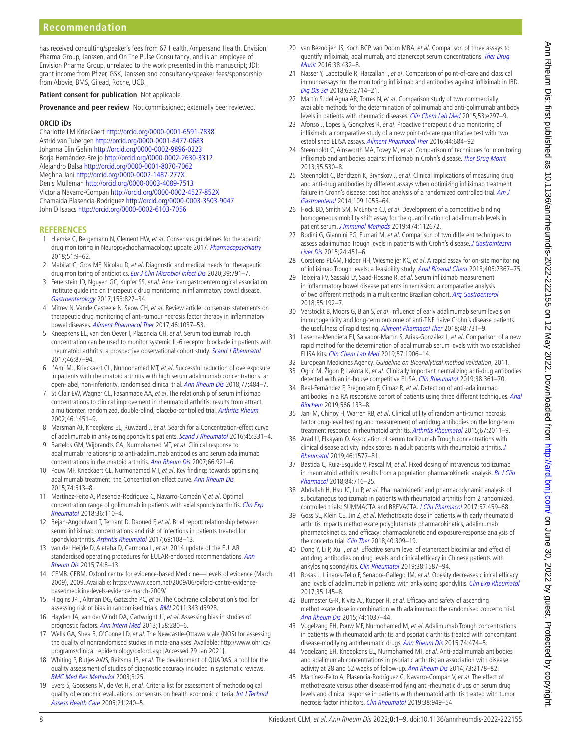has received consulting/speaker's fees from 67 Health, Ampersand Health, Envision Pharma Group, Janssen, and On The Pulse Consultancy, and is an employee of Envision Pharma Group, unrelated to the work presented in this manuscript; JDI: grant income from Pfizer, GSK, Janssen and consultancy/speaker fees/sponsorship from Abbvie, BMS, Gilead, Roche, UCB.

**Patient consent for publication** Not applicable.

**Provenance and peer review** Not commissioned; externally peer reviewed.

**ORCID iDs**

Charlotte LM Krieckaert http://orcid.org/0000-0001-6591-7838
Astrid van Tubergen http://orcid.org/0000-0001-8477-0683
Johanna Elin Gehin http://orcid.org/0000-0002-9896-0223
Borja Hernández-Breijo http://orcid.org/0000-0002-2630-3312
Alejandro Balsa http://orcid.org/0000-0001-8070-7062
Meghna Jani http://orcid.org/0000-0002-1487-277X
Denis Mulleman http://orcid.org/0000-0003-4089-7513
Victoria Navarro-Compán http://orcid.org/0000-0002-4527-852X
Chamaida Plasencia-Rodriguez http://orcid.org/0000-0003-3503-9047
John D Isaacs http://orcid.org/0000-0002-6103-7056

## REFERENCES

1. Hiemke C, Bergemann N, Clement HW, *et al*. Consensus guidelines for therapeutic drug monitoring in Neuropsychopharmacology: update 2017. *Pharmacopsychiatry* 2018;51:9–62.
2. Mabilat C, Gros MF, Nicolau D, *et al*. Diagnostic and medical needs for therapeutic drug monitoring of antibiotics. *Eur J Clin Microbiol Infect Dis* 2020;39:791–7.
3. Feuerstein JD, Nguyen GC, Kupfer SS, *et al*. American gastroenterological association Institute guideline on therapeutic drug monitoring in inflammatory bowel disease. *Gastroenterology* 2017;153:827–34.
4. Mitrev N, Vande Casteele N, Seow CH, *et al*. Review article: consensus statements on therapeutic drug monitoring of anti-tumour necrosis factor therapy in inflammatory bowel diseases. *Aliment Pharmacol Ther* 2017;46:1037–53.
5. Kneepkens EL, van den Oever I, Plasencia CH, *et al*. Serum tocilizumab Trough concentration can be used to monitor systemic IL-6 receptor blockade in patients with rheumatoid arthritis: a prospective observational cohort study. *Scand J Rheumatol* 2017;46:87–94.
6. l'Ami MJ, Krieckaert CL, Nurmohamed MT, *et al*. Successful reduction of overexposure in patients with rheumatoid arthritis with high serum adalimumab concentrations: an open-label, non-inferiority, randomised clinical trial. *Ann Rheum Dis* 2018;77:484–7.
7. St Clair EW, Wagner CL, Fasanmade AA, *et al*. The relationship of serum infliximab concentrations to clinical improvement in rheumatoid arthritis: results from attract, a multicenter, randomized, double-blind, placebo-controlled trial. *Arthritis Rheum* 2002;46:1451–9.
8. Marsman AF, Kneepkens EL, Ruwaard J, *et al*. Search for a Concentration-effect curve of adalimumab in ankylosing spondylitis patients. *Scand J Rheumatol* 2016;45:331–4.
9. Bartelds GM, Wijbrandts CA, Nurmohamed MT, *et al*. Clinical response to adalimumab: relationship to anti-adalimumab antibodies and serum adalimumab concentrations in rheumatoid arthritis. *Ann Rheum Dis* 2007;66:921–6.
10. Pouw MF, Krieckaert CL, Nurmohamed MT, *et al*. Key findings towards optimising adalimumab treatment: the Concentration-effect curve. *Ann Rheum Dis* 2015;74:513–8.
11. Martínez-Feito A, Plasencia-Rodriguez C, Navarro-Compán V, *et al*. Optimal concentration range of golimumab in patients with axial spondyloarthritis. *Clin Exp Rheumatol* 2018;36:110–4.
12. Bejan-Angoulvant T, Ternant D, Daoued F, *et al*. Brief report: relationship between serum infliximab concentrations and risk of infections in patients treated for spondyloarthritis. *Arthritis Rheumatol* 2017;69:108–13.
13. van der Heijde D, Aletaha D, Carmona L, *et al*. 2014 update of the EULAR standardised operating procedures for EULAR-endorsed recommendations. *Ann Rheum Dis* 2015;74:8–13.
14. CEMB. CEBM. Oxford centre for evidence-based Medicine—Levels of evidence (March 2009), 2009. Available: https://www.cebm.net/2009/06/oxford-centre-evidence-basedmedicine-levels-evidence-march-2009/
15. Higgins JPT, Altman DG, Gøtzsche PC, *et al*. The Cochrane collaboration's tool for assessing risk of bias in randomised trials. *BMJ* 2011;343:d5928.
16. Hayden JA, van der Windt DA, Cartwright JL, *et al*. Assessing bias in studies of prognostic factors. *Ann Intern Med* 2013;158:280–6.
17. Wells GA, Shea B, O'Connell D, *et al*. The Newcastle-Ottawa scale (NOS) for assessing the quality of nonrandomised studies in meta-analyses. Available: http://www.ohri.ca/programs/clinical_epidemiology/oxford.asp [Accessed 29 Jan 2021].
18. Whiting P, Rutjes AWS, Reitsma JB, *et al*. The development of QUADAS: a tool for the quality assessment of studies of diagnostic accuracy included in systematic reviews. *BMC Med Res Methodol* 2003;3:25.
19. Evers S, Goossens M, de Vet H, *et al*. Criteria list for assessment of methodological quality of economic evaluations: consensus on health economic criteria. *Int J Technol Assess Health Care* 2005;21:240–5.
20. van Bezooijen JS, Koch BCP, van Doorn MBA, *et al*. Comparison of three assays to quantify infliximab, adalimumab, and etanercept serum concentrations. *Ther Drug Monit* 2016;38:432–8.
21. Nasser Y, Labetoulle R, Harzallah I, *et al*. Comparison of point-of-care and classical immunoassays for the monitoring infliximab and antibodies against infliximab in IBD. *Dig Dis Sci* 2018;63:2714–21.
22. Martín S, del Agua AR, Torres N, *et al*. Comparison study of two commercially available methods for the determination of golimumab and anti-golimumab antibody levels in patients with rheumatic diseases. *Clin Chem Lab Med* 2015;53:e297–9.
23. Afonso J, Lopes S, Gonçalves R, *et al*. Proactive therapeutic drug monitoring of infliximab: a comparative study of a new point-of-care quantitative test with two established ELISA assays. *Aliment Pharmacol Ther* 2016;44:684–92.
24. Steenholdt C, Ainsworth MA, Tovey M, *et al*. Comparison of techniques for monitoring infliximab and antibodies against infliximab in Crohn's disease. *Ther Drug Monit* 2013;35:530–8.
25. Steenholdt C, Bendtzen K, Brynskov J, *et al*. Clinical implications of measuring drug and anti-drug antibodies by different assays when optimizing infliximab treatment failure in Crohn's disease: post hoc analysis of a randomized controlled trial. *Am J Gastroenterol* 2014;109:1055–64.
26. Hock BD, Smith SM, McEntyre CJ, *et al*. Development of a competitive binding homogeneous mobility shift assay for the quantification of adalimumab levels in patient serum. *J Immunol Methods* 2019;474:112672.
27. Bodini G, Giannini EG, Furnari M, *et al*. Comparison of two different techniques to assess adalimumab Trough levels in patients with Crohn's disease. *J Gastrointestin Liver Dis* 2015;24:451–6.
28. Corstjens PLAM, Fidder HH, Wiesmeijer KC, *et al*. A rapid assay for on-site monitoring of infliximab Trough levels: a feasibility study. *Anal Bioanal Chem* 2013;405:7367–75.
29. Teixeira FV, Sassaki LY, Saad-Hossne R, *et al*. Serum infliximab measurement in inflammatory bowel disease patients in remission: a comparative analysis of two different methods in a multicentric Brazilian cohort. *Arq Gastroenterol* 2018;55:192–7.
30. Verstockt B, Moors G, Bian S, *et al*. Influence of early adalimumab serum levels on immunogenicity and long-term outcome of anti-TNF naive Crohn's disease patients: the usefulness of rapid testing. *Aliment Pharmacol Ther* 2018;48:731–9.
31. Laserna-Mendieta EJ, Salvador-Martín S, Arias-González L, *et al*. Comparison of a new rapid method for the determination of adalimumab serum levels with two established ELISA kits. *Clin Chem Lab Med* 2019;57:1906–14.
32. European Medicines Agency. *Guideline on Bioanalytical method validation*, 2011.
33. Ogrič M, Žigon P, Lakota K, *et al*. Clinically important neutralizing anti-drug antibodies detected with an in-house competitive ELISA. *Clin Rheumatol* 2019;38:361–70.
34. Real-Fernández F, Pregnolato F, Cimaz R, *et al*. Detection of anti-adalimumab antibodies in a RA responsive cohort of patients using three different techniques. *Anal Biochem* 2019;566:133–8.
35. Jani M, Chinoy H, Warren RB, *et al*. Clinical utility of random anti-tumor necrosis factor drug-level testing and measurement of antidrug antibodies on the long-term treatment response in rheumatoid arthritis. *Arthritis Rheumatol* 2015;67:2011–9.
36. Arad U, Elkayam O. Association of serum tocilizumab Trough concentrations with clinical disease activity index scores in adult patients with rheumatoid arthritis. *J Rheumatol* 2019;46:1577–81.
37. Bastida C, Ruiz-Esquide V, Pascal M, *et al*. Fixed dosing of intravenous tocilizumab in rheumatoid arthritis. results from a population pharmacokinetic analysis. *Br J Clin Pharmacol* 2018;84:716–25.
38. Abdallah H, Hsu JC, Lu P, *et al*. Pharmacokinetic and pharmacodynamic analysis of subcutaneous tocilizumab in patients with rheumatoid arthritis from 2 randomized, controlled trials: SUMMACTA and BREVACTA. *J Clin Pharmacol* 2017;57:459–68.
39. Goss SL, Klein CE, Jin Z, *et al*. Methotrexate dose in patients with early rheumatoid arthritis impacts methotrexate polyglutamate pharmacokinetics, adalimumab pharmacokinetics, and efficacy: pharmacokinetic and exposure-response analysis of the concerto trial. *Clin Ther* 2018;40:309–19.
40. Dong Y, Li P, Xu T, *et al*. Effective serum level of etanercept biosimilar and effect of antidrug antibodies on drug levels and clinical efficacy in Chinese patients with ankylosing spondylitis. *Clin Rheumatol* 2019;38:1587–94.
41. Rosas J, Llinares-Tello F, Senabre-Gallego JM, *et al*. Obesity decreases clinical efficacy and levels of adalimumab in patients with ankylosing spondylitis. *Clin Exp Rheumatol* 2017;35:145–8.
42. Burmester G-R, Kivitz AJ, Kupper H, *et al*. Efficacy and safety of ascending methotrexate dose in combination with adalimumab: the randomised concerto trial. *Ann Rheum Dis* 2015;74:1037–44.
43. Vogelzang EH, Pouw MF, Nurmohamed M, *et al*. Adalimumab Trough concentrations in patients with rheumatoid arthritis and psoriatic arthritis treated with concomitant disease-modifying antirheumatic drugs. *Ann Rheum Dis* 2015;74:474–5.
44. Vogelzang EH, Kneepkens EL, Nurmohamed MT, *et al*. Anti-adalimumab antibodies and adalimumab concentrations in psoriatic arthritis; an association with disease activity at 28 and 52 weeks of follow-up. *Ann Rheum Dis* 2014;73:2178–82.
45. Martínez-Feito A, Plasencia-Rodríguez C, Navarro-Compán V, *et al*. The effect of methotrexate versus other disease-modifying anti-rheumatic drugs on serum drug levels and clinical response in patients with rheumatoid arthritis treated with tumor necrosis factor inhibitors. *Clin Rheumatol* 2019;38:949–54.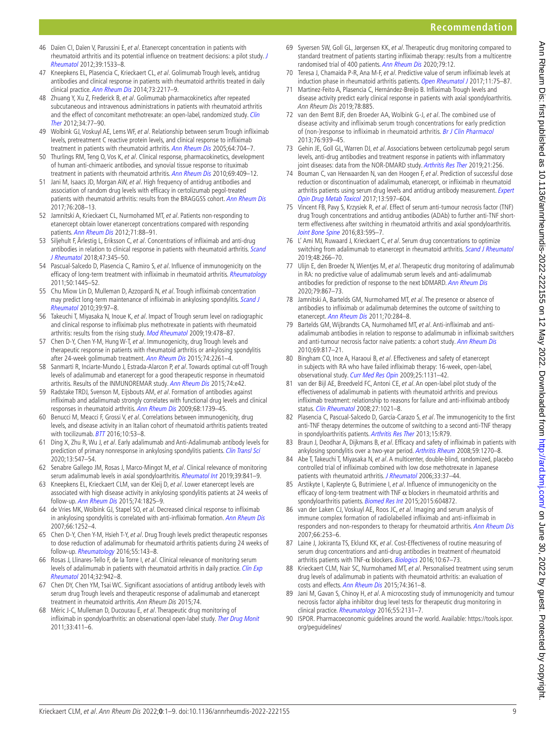46 Daïen CI, Daïen V, Parussini E, *et al*. Etanercept concentration in patients with rheumatoid arthritis and its potential influence on treatment decisions: a pilot study. *J Rheumatol* 2012;39:1533–8.

47 Kneepkens EL, Plasencia C, Krieckaert CL, *et al*. Golimumab Trough levels, antidrug antibodies and clinical response in patients with rheumatoid arthritis treated in daily clinical practice. *Ann Rheum Dis* 2014;73:2217–9.

48 Zhuang Y, Xu Z, Frederick B, *et al*. Golimumab pharmacokinetics after repeated subcutaneous and intravenous administrations in patients with rheumatoid arthritis and the effect of concomitant methotrexate: an open-label, randomized study. *Clin Ther* 2012;34:77–90.

49 Wolbink GJ, Voskuyl AE, Lems WF, *et al*. Relationship between serum Trough infliximab levels, pretreatment C reactive protein levels, and clinical response to infliximab treatment in patients with rheumatoid arthritis. *Ann Rheum Dis* 2005;64:704–7.

50 Thurlings RM, Teng O, Vos K, *et al*. Clinical response, pharmacokinetics, development of human anti-chimaeric antibodies, and synovial tissue response to rituximab treatment in patients with rheumatoid arthritis. *Ann Rheum Dis* 2010;69:409–12.

51 Jani M, Isaacs JD, Morgan AW, *et al*. High frequency of antidrug antibodies and association of random drug levels with efficacy in certolizumab pegol-treated patients with rheumatoid arthritis: results from the BRAGGSS cohort. *Ann Rheum Dis* 2017;76:208–13.

52 Jamnitski A, Krieckaert CL, Nurmohamed MT, *et al*. Patients non-responding to etanercept obtain lower etanercept concentrations compared with responding patients. *Ann Rheum Dis* 2012;71:88–91.

53 Siljehult F, Ärlestig L, Eriksson C, *et al*. Concentrations of infliximab and anti-drug antibodies in relation to clinical response in patients with rheumatoid arthritis. *Scand J Rheumatol* 2018;47:345–50.

54 Pascual-Salcedo D, Plasencia C, Ramiro S, *et al*. Influence of immunogenicity on the efficacy of long-term treatment with infliximab in rheumatoid arthritis. *Rheumatology* 2011;50:1445–52.

55 Chu Miow Lin D, Mulleman D, Azzopardi N, *et al*. Trough infliximab concentration may predict long-term maintenance of infliximab in ankylosing spondylitis. *Scand J Rheumatol* 2010;39:97–8.

56 Takeuchi T, Miyasaka N, Inoue K, *et al*. Impact of Trough serum level on radiographic and clinical response to infliximab plus methotrexate in patients with rheumatoid arthritis: results from the rising study. *Mod Rheumatol* 2009;19:478–87.

57 Chen D-Y, Chen Y-M, Hung W-T, *et al*. Immunogenicity, drug Trough levels and therapeutic response in patients with rheumatoid arthritis or ankylosing spondylitis after 24-week golimumab treatment. *Ann Rheum Dis* 2015;74:2261–4.

58 Sanmarti R, Inciarte-Mundo J, Estrada-Alarcon P, *et al*. Towards optimal cut-off Trough levels of adalimumab and etanercept for a good therapeutic response in rheumatoid arthritis. Results of the INMUNOREMAR study. *Ann Rheum Dis* 2015;74:e42.

59 Radstake TRDJ, Svenson M, Eijsbouts AM, *et al*. Formation of antibodies against infliximab and adalimumab strongly correlates with functional drug levels and clinical responses in rheumatoid arthritis. *Ann Rheum Dis* 2009;68:1739–45.

60 Benucci M, Meacci F, Grossi V, *et al*. Correlations between immunogenicity, drug levels, and disease activity in an Italian cohort of rheumatoid arthritis patients treated with tocilizumab. *BTT* 2016;10:53–8.

61 Ding X, Zhu R, Wu J, *et al*. Early adalimumab and Anti-Adalimumab antibody levels for prediction of primary nonresponse in ankylosing spondylitis patients. *Clin Transl Sci* 2020;13:547–54.

62 Senabre Gallego JM, Rosas J, Marco-Mingot M, *et al*. Clinical relevance of monitoring serum adalimumab levels in axial spondyloarthritis. *Rheumatol Int* 2019;39:841–9.

63 Kneepkens EL, Krieckaert CLM, van der Kleij D, *et al*. Lower etanercept levels are associated with high disease activity in ankylosing spondylitis patients at 24 weeks of follow-up. *Ann Rheum Dis* 2015;74:1825–9.

64 de Vries MK, Wolbink GJ, Stapel SO, *et al*. Decreased clinical response to infliximab in ankylosing spondylitis is correlated with anti-infliximab formation. *Ann Rheum Dis* 2007;66:1252–4.

65 Chen D-Y, Chen Y-M, Hsieh T-Y, *et al*. Drug Trough levels predict therapeutic responses to dose reduction of adalimumab for rheumatoid arthritis patients during 24 weeks of follow-up. *Rheumatology* 2016;55:143–8.

66 Rosas J, Llinares-Tello F, de la Torre I, *et al*. Clinical relevance of monitoring serum levels of adalimumab in patients with rheumatoid arthritis in daily practice. *Clin Exp Rheumatol* 2014;32:942–8.

67 Chen DY, Chen YM, Tsai WC. Significant associations of antidrug antibody levels with serum drug Trough levels and therapeutic response of adalimumab and etanercept treatment in rheumatoid arthritis. Ann Rheum Dis 2015;74.

68 Méric J-C, Mulleman D, Ducourau E, *et al*. Therapeutic drug monitoring of infliximab in spondyloarthritis: an observational open-label study. *Ther Drug Monit* 2011;33:411–6.

69 Syversen SW, Goll GL, Jørgensen KK, *et al*. Therapeutic drug monitoring compared to standard treatment of patients starting infliximab therapy: results from a multicentre randomised trial of 400 patients. *Ann Rheum Dis* 2020;79:12.

70 Teresa J, Chamaida P-R, Ana M-F, *et al*. Predictive value of serum infliximab levels at induction phase in rheumatoid arthritis patients. *Open Rheumatol J* 2017;11:75–87.

71 Martinez-Feito A, Plasencia C, Hernández-Breijo B. Infliximab Trough levels and disease activity predict early clinical response in patients with axial spondyloarthritis. Ann Rheum Dis 2019;78:885.

72 van den Bemt BJF, den Broeder AA, Wolbink G-J, *et al*. The combined use of disease activity and infliximab serum trough concentrations for early prediction of (non-)response to infliximab in rheumatoid arthritis. *Br J Clin Pharmacol* 2013;76:939–45.

73 Gehin JE, Goll GL, Warren DJ, *et al*. Associations between certolizumab pegol serum levels, anti-drug antibodies and treatment response in patients with inflammatory joint diseases: data from the NOR-DMARD study. *Arthritis Res Ther* 2019;21:256.

74 Bouman C, van Herwaarden N, van den Hoogen F, *et al*. Prediction of successful dose reduction or discontinuation of adalimumab, etanercept, or infliximab in rheumatoid arthritis patients using serum drug levels and antidrug antibody measurement. *Expert Opin Drug Metab Toxicol* 2017;13:597–604.

75 Vincent FB, Pavy S, Krzysiek R, *et al*. Effect of serum anti-tumour necrosis factor (TNF) drug Trough concentrations and antidrug antibodies (ADAb) to further anti-TNF short-term effectiveness after switching in rheumatoid arthritis and axial spondyloarthritis. *Joint Bone Spine* 2016;83:595–7.

76 L' Ami MJ, Ruwaard J, Krieckaert C, *et al*. Serum drug concentrations to optimize switching from adalimumab to etanercept in rheumatoid arthritis. *Scand J Rheumatol* 2019;48:266–70.

77 Ulijn E, den Broeder N, Wientjes M, *et al*. Therapeutic drug monitoring of adalimumab in RA: no predictive value of adalimumab serum levels and anti-adalimumab antibodies for prediction of response to the next bDMARD. *Ann Rheum Dis* 2020;79:867–73.

78 Jamnitski A, Bartelds GM, Nurmohamed MT, *et al*. The presence or absence of antibodies to infliximab or adalimumab determines the outcome of switching to etanercept. *Ann Rheum Dis* 2011;70:284–8.

79 Bartelds GM, Wijbrandts CA, Nurmohamed MT, *et al*. Anti-infliximab and anti-adalimumab antibodies in relation to response to adalimumab in infliximab switchers and anti-tumour necrosis factor naive patients: a cohort study. *Ann Rheum Dis* 2010;69:817–21.

80 Bingham CO, Ince A, Haraoui B, *et al*. Effectiveness and safety of etanercept in subjects with RA who have failed infliximab therapy: 16-week, open-label, observational study. *Curr Med Res Opin* 2009;25:1131–42.

81 van der Bijl AE, Breedveld FC, Antoni CE, *et al*. An open-label pilot study of the effectiveness of adalimumab in patients with rheumatoid arthritis and previous infliximab treatment: relationship to reasons for failure and anti-infliximab antibody status. *Clin Rheumatol* 2008;27:1021–8.

82 Plasencia C, Pascual-Salcedo D, García-Carazo S, *et al*. The immunogenicity to the first anti-TNF therapy determines the outcome of switching to a second anti-TNF therapy in spondyloarthritis patients. *Arthritis Res Ther* 2013;15:R79.

83 Braun J, Deodhar A, Dijkmans B, *et al*. Efficacy and safety of infliximab in patients with ankylosing spondylitis over a two-year period. *Arthritis Rheum* 2008;59:1270–8.

84 Abe T, Takeuchi T, Miyasaka N, *et al*. A multicenter, double-blind, randomized, placebo controlled trial of infliximab combined with low dose methotrexate in Japanese patients with rheumatoid arthritis. *J Rheumatol* 2006;33:37–44.

85 Arstikyte I, Kapleryte G, Butrimiene I, *et al*. Influence of immunogenicity on the efficacy of long-term treatment with TNF α blockers in rheumatoid arthritis and spondyloarthritis patients. *Biomed Res Int* 2015;2015:604872.

86 van der Laken CJ, Voskuyl AE, Roos JC, *et al*. Imaging and serum analysis of immune complex formation of radiolabelled infliximab and anti-infliximab in responders and non-responders to therapy for rheumatoid arthritis. *Ann Rheum Dis* 2007;66:253–6.

87 Laine J, Jokiranta TS, Eklund KK, *et al*. Cost-Effectiveness of routine measuring of serum drug concentrations and anti-drug antibodies in treatment of rheumatoid arthritis patients with TNF-α blockers. *Biologics* 2016;10:67–73.

88 Krieckaert CLM, Nair SC, Nurmohamed MT, *et al*. Personalised treatment using serum drug levels of adalimumab in patients with rheumatoid arthritis: an evaluation of costs and effects. *Ann Rheum Dis* 2015;74:361–8.

89 Jani M, Gavan S, Chinoy H, *et al*. A microcosting study of immunogenicity and tumour necrosis factor alpha inhibitor drug level tests for therapeutic drug monitoring in clinical practice. *Rheumatology* 2016;55:2131–7.

90 ISPOR. Pharmacoeconomic guidelines around the world. Available: https://tools.ispor.org/peguidelines/